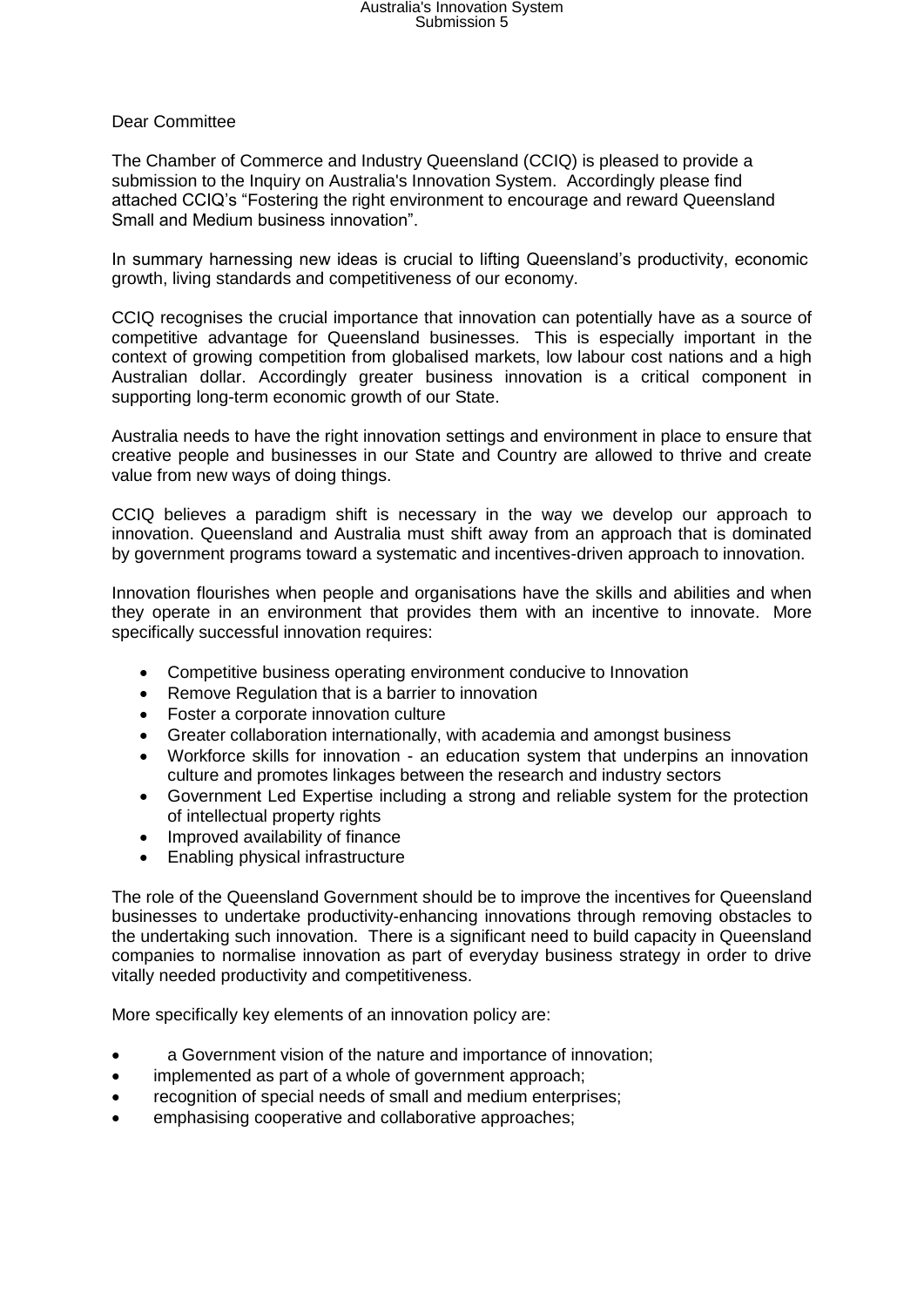Dear Committee

The Chamber of Commerce and Industry Queensland (CCIQ) is pleased to provide a submission to the Inquiry on Australia's Innovation System. Accordingly please find attached CCIQ's "Fostering the right environment to encourage and reward Queensland Small and Medium business innovation".

In summary harnessing new ideas is crucial to lifting Queensland's productivity, economic growth, living standards and competitiveness of our economy.

CCIQ recognises the crucial importance that innovation can potentially have as a source of competitive advantage for Queensland businesses. This is especially important in the context of growing competition from globalised markets, low labour cost nations and a high Australian dollar. Accordingly greater business innovation is a critical component in supporting long-term economic growth of our State.

Australia needs to have the right innovation settings and environment in place to ensure that creative people and businesses in our State and Country are allowed to thrive and create value from new ways of doing things.

CCIQ believes a paradigm shift is necessary in the way we develop our approach to innovation. Queensland and Australia must shift away from an approach that is dominated by government programs toward a systematic and incentives-driven approach to innovation.

Innovation flourishes when people and organisations have the skills and abilities and when they operate in an environment that provides them with an incentive to innovate. More specifically successful innovation requires:

- Competitive business operating environment conducive to Innovation
- Remove Regulation that is a barrier to innovation
- Foster a corporate innovation culture
- Greater collaboration internationally, with academia and amongst business
- Workforce skills for innovation - an education system that underpins an innovation culture and promotes linkages between the research and industry sectors
- Government Led Expertise including a strong and reliable system for the protection of intellectual property rights
- Improved availability of finance
- Enabling physical infrastructure

The role of the Queensland Government should be to improve the incentives for Queensland businesses to undertake productivity-enhancing innovations through removing obstacles to the undertaking such innovation. There is a significant need to build capacity in Queensland companies to normalise innovation as part of everyday business strategy in order to drive vitally needed productivity and competitiveness.

More specifically key elements of an innovation policy are:

- a Government vision of the nature and importance of innovation;
- implemented as part of a whole of government approach;
- recognition of special needs of small and medium enterprises;
- emphasising cooperative and collaborative approaches;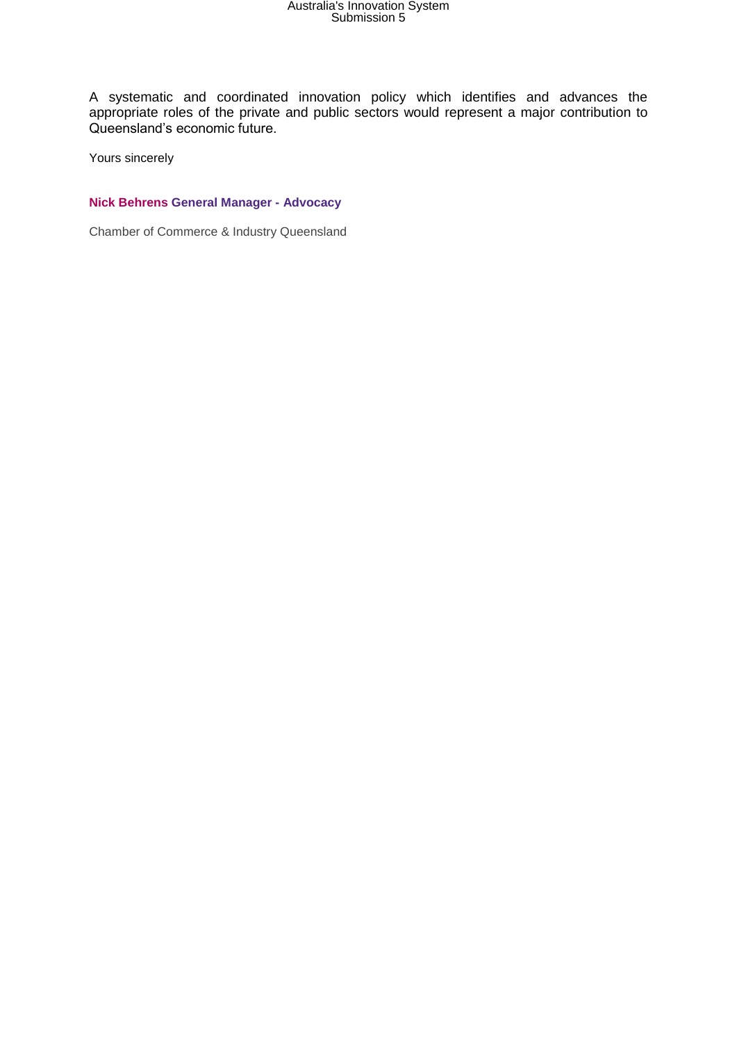A systematic and coordinated innovation policy which identifies and advances the appropriate roles of the private and public sectors would represent a major contribution to Queensland's economic future.

Yours sincerely

**Nick Behrens General Manager - Advocacy**

Chamber of Commerce & Industry Queensland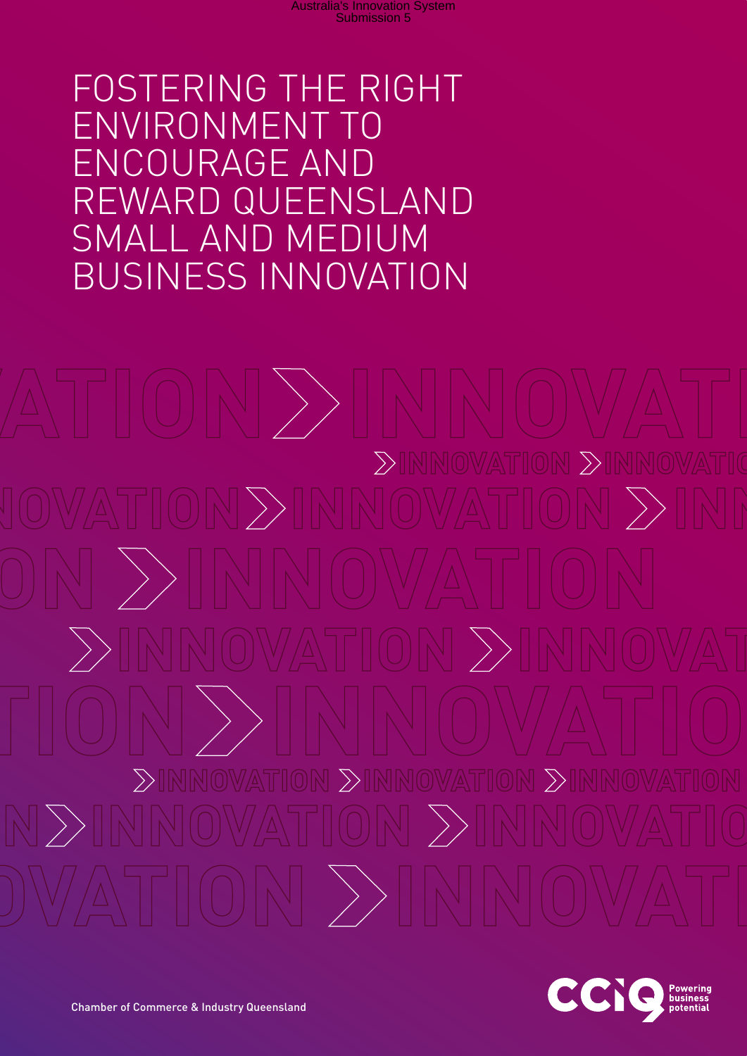# FOSTERING THE RIGHT ENVIRONMENT TO ENCOURAGE AND REWARD QUEENSLAND SMALL AND MEDIUM BUSINESS INNOVATION

Chamber of Commerce & Industry Queensland

CCIQ Powering business potential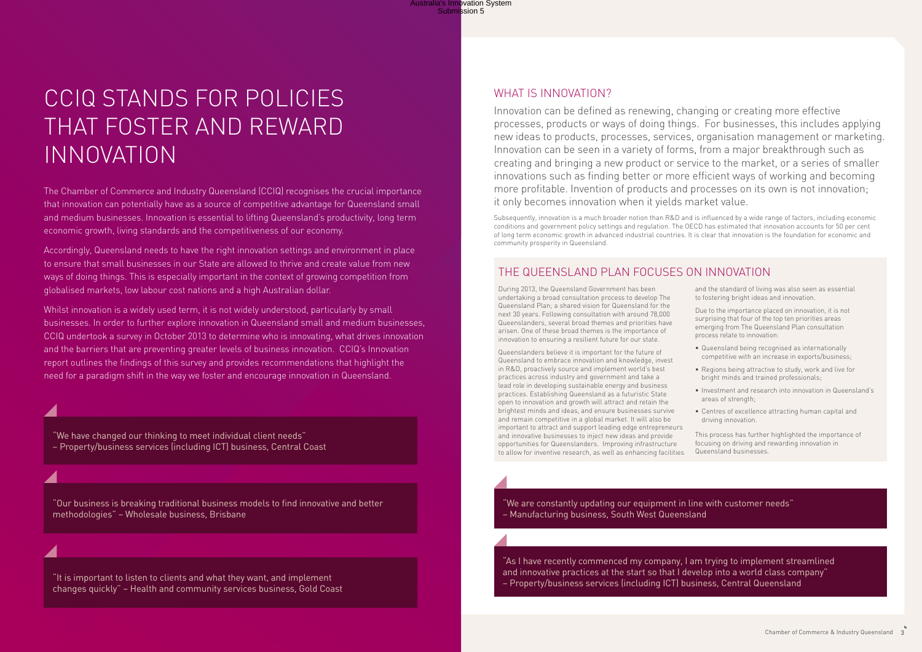# CCIQ STANDS FOR POLICIES THAT FOSTER AND REWARD INNOVATION

The Chamber of Commerce and Industry Queensland (CCIQ) recognises the crucial importance that innovation can potentially have as a source of competitive advantage for Queensland small and medium businesses. Innovation is essential to lifting Queensland's productivity, long term economic growth, living standards and the competitiveness of our economy.

Accordingly, Queensland needs to have the right innovation settings and environment in place to ensure that small businesses in our State are allowed to thrive and create value from new ways of doing things. This is especially important in the context of growing competition from globalised markets, low labour cost nations and a high Australian dollar.

Whilst innovation is a widely used term, it is not widely understood, particularly by small businesses. In order to further explore innovation in Queensland small and medium businesses, CCIQ undertook a survey in October 2013 to determine who is innovating, what drives innovation and the barriers that are preventing greater levels of business innovation. CCIQ's Innovation report outlines the findings of this survey and provides recommendations that highlight the need for a paradigm shift in the way we foster and encourage innovation in Queensland.

"We have changed our thinking to meet individual client needs" – Property/business services (including ICT) business, Central Coast

"Our business is breaking traditional business models to find innovative and better methodologies" – Wholesale business, Brisbane

"It is important to listen to clients and what they want, and implement changes quickly" – Health and community services business, Gold Coast

## WHAT IS INNOVATION?

Innovation can be defined as renewing, changing or creating more effective processes, products or ways of doing things. For businesses, this includes applying new ideas to products, processes, services, organisation management or marketing. Innovation can be seen in a variety of forms, from a major breakthrough such as creating and bringing a new product or service to the market, or a series of smaller innovations such as finding better or more efficient ways of working and becoming more profitable. Invention of products and processes on its own is not innovation; it only becomes innovation when it yields market value.

Subsequently, innovation is a much broader notion than R&D and is influenced by a wide range of factors, including economic conditions and government policy settings and regulation. The OECD has estimated that innovation accounts for 50 per cent of long term economic growth in advanced industrial countries. It is clear that innovation is the foundation for economic and community prosperity in Queensland.

## THE QUEENSLAND PLAN FOCUSES ON INNOVATION

During 2013, the Queensland Government has been undertaking a broad consultation process to develop The Queensland Plan; a shared vision for Queensland for the next 30 years. Following consultation with around 78,000 Queenslanders, several broad themes and priorities have arisen. One of these broad themes is the importance of innovation to ensuring a resilient future for our state.

Queenslanders believe it is important for the future of Queensland to embrace innovation and knowledge, invest in R&D, proactively source and implement world's best practices across industry and government and take a lead role in developing sustainable energy and business practices. Establishing Queensland as a futuristic State open to innovation and growth will attract and retain the brightest minds and ideas, and ensure businesses survive and remain competitive in a global market. It will also be important to attract and support leading edge entrepreneurs and innovative businesses to inject new ideas and provide opportunities for Queenslanders. Improving infrastructure to allow for inventive research, as well as enhancing facilities and the standard of living was also seen as essential to fostering bright ideas and innovation.

Due to the importance placed on innovation, it is not surprising that four of the top ten priorities areas emerging from The Queensland Plan consultation process relate to innovation:

- Queensland being recognised as internationally competitive with an increase in exports/business;
- Regions being attractive to study, work and live for bright minds and trained professionals;
- Investment and research into innovation in Queensland's areas of strength;
- Centres of excellence attracting human capital and driving innovation.

This process has further highlighted the importance of focusing on driving and rewarding innovation in Queensland businesses.

"We are constantly updating our equipment in line with customer needs" – Manufacturing business, South West Queensland

"As I have recently commenced my company, I am trying to implement streamlined and innovative practices at the start so that I develop into a world class company" – Property/business services (including ICT) business, Central Queensland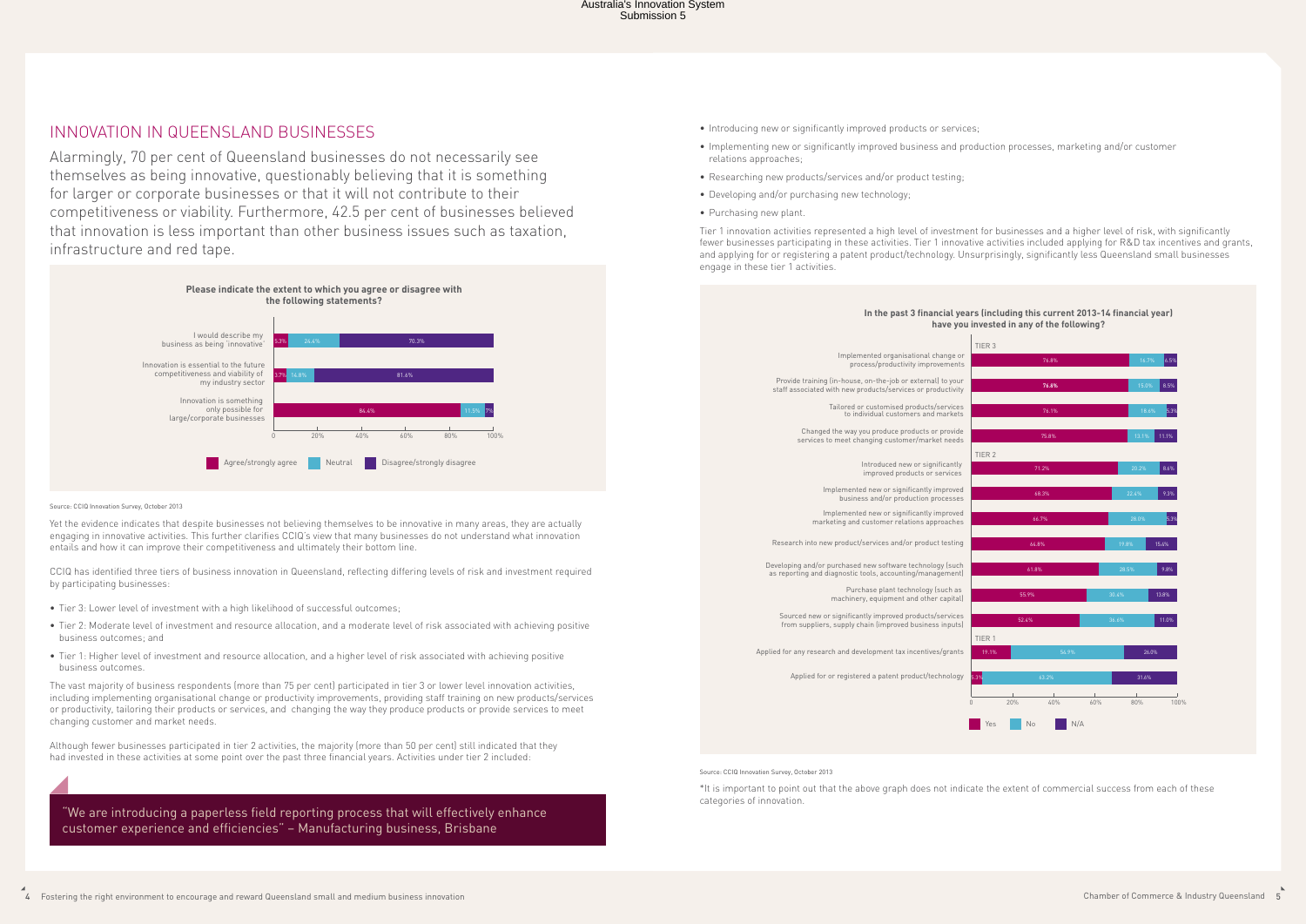## INNOVATION IN QUEENSLAND BUSINESSES

Alarmingly, 70 per cent of Queensland businesses do not necessarily see themselves as being innovative, questionably believing that it is something for larger or corporate businesses or that it will not contribute to their competitiveness or viability. Furthermore, 42.5 per cent of businesses believed that innovation is less important than other business issues such as taxation, infrastructure and red tape.

**Please indicate the extent to which you agree or disagree with the following statements?**

| Statement | Agree/strongly agree | Neutral | Disagree/strongly disagree |
|---|---|---|---|
| I would describe my business as being 'innovative' | 70.3% | 24.4% | 5.3% |
| Innovation is essential to the future competitiveness and viability of my industry sector | 81.6% | 14.8% | 3.7% |
| Innovation is something only possible for large/corporate businesses | 7% | 11.5% | 86.4% |

Source: CCIQ Innovation Survey, October 2013

Yet the evidence indicates that despite businesses not believing themselves to be innovative in many areas, they are actually engaging in innovative activities. This further clarifies CCIQ's view that many businesses do not understand what innovation entails and how it can improve their competitiveness and ultimately their bottom line.

CCIQ has identified three tiers of business innovation in Queensland, reflecting differing levels of risk and investment required by participating businesses:

- Tier 3: Lower level of investment with a high likelihood of successful outcomes;
- Tier 2: Moderate level of investment and resource allocation, and a moderate level of risk associated with achieving positive business outcomes; and
- Tier 1: Higher level of investment and resource allocation, and a higher level of risk associated with achieving positive business outcomes.

The vast majority of business respondents (more than 75 per cent) participated in tier 3 or lower level innovation activities, including implementing organisational change or productivity improvements, providing staff training on new products/services or productivity, tailoring their products or services, and changing the way they produce products or provide services to meet changing customer and market needs.

Although fewer businesses participated in tier 2 activities, the majority (more than 50 per cent) still indicated that they had invested in these activities at some point over the past three financial years. Activities under tier 2 included:

- Introducing new or significantly improved products or services;
- Implementing new or significantly improved business and production processes, marketing and/or customer relations approaches;
- Researching new products/services and/or product testing;
- Developing and/or purchasing new technology;
- Purchasing new plant.

Tier 1 innovation activities represented a high level of investment for businesses and a higher level of risk, with significantly fewer businesses participating in these activities. Tier 1 innovative activities included applying for R&D tax incentives and grants, and applying for or registering a patent product/technology. Unsurprisingly, significantly less Queensland small businesses engage in these tier 1 activities.

**In the past 3 financial years (including this current 2013-14 financial year) have you invested in any of the following?**

| Tier | Activity | Yes | No | N/A |
|---|---|---|---|---|
| TIER 3 | Implemented organisational change or process/productivity improvements | 76.8% | 16.7% | 6.5% |
| | Provide training (in-house, on-the-job or external) to your staff associated with new products/services or productivity | 76.6% | 15.0% | 8.5% |
| | Tailored or customised products/services to individual customers and markets | 76.1% | 18.6% | 5.3% |
| | Changed the way you produce products or provide services to meet changing customer/market needs | 75.8% | 13.1% | 11.1% |
| TIER 2 | Introduced new or significantly improved products or services | 71.2% | 20.2% | 8.6% |
| | Implemented new or significantly improved business and/or production processes | 68.3% | 22.4% | 9.3% |
| | Implemented new or significantly improved marketing and customer relations approaches | 66.7% | 28.0% | 5.3% |
| | Research into new product/services and/or product testing | 64.8% | 19.8% | 15.4% |
| | Developing and/or purchased new software technology (such as reporting and diagnostic tools, accounting/management) | 61.8% | 28.5% | 9.8% |
| | Purchase plant technology (such as machinery, equipment and other capital) | 55.9% | 30.4% | 13.8% |
| | Sourced new or significantly improved products/services from suppliers, supply chain (improved business inputs) | 52.4% | 36.6% | 11.0% |
| TIER 1 | Applied for any research and development tax incentives/grants | 19.1% | 54.9% | 26.0% |
| | Applied for or registered a patent product/technology | 5.3% | 63.2% | 31.6% |

Source: CCIQ Innovation Survey, October 2013

*It is important to point out that the above graph does not indicate the extent of commercial success from each of these categories of innovation.

"We are introducing a paperless field reporting process that will effectively enhance customer experience and efficiencies" – Manufacturing business, Brisbane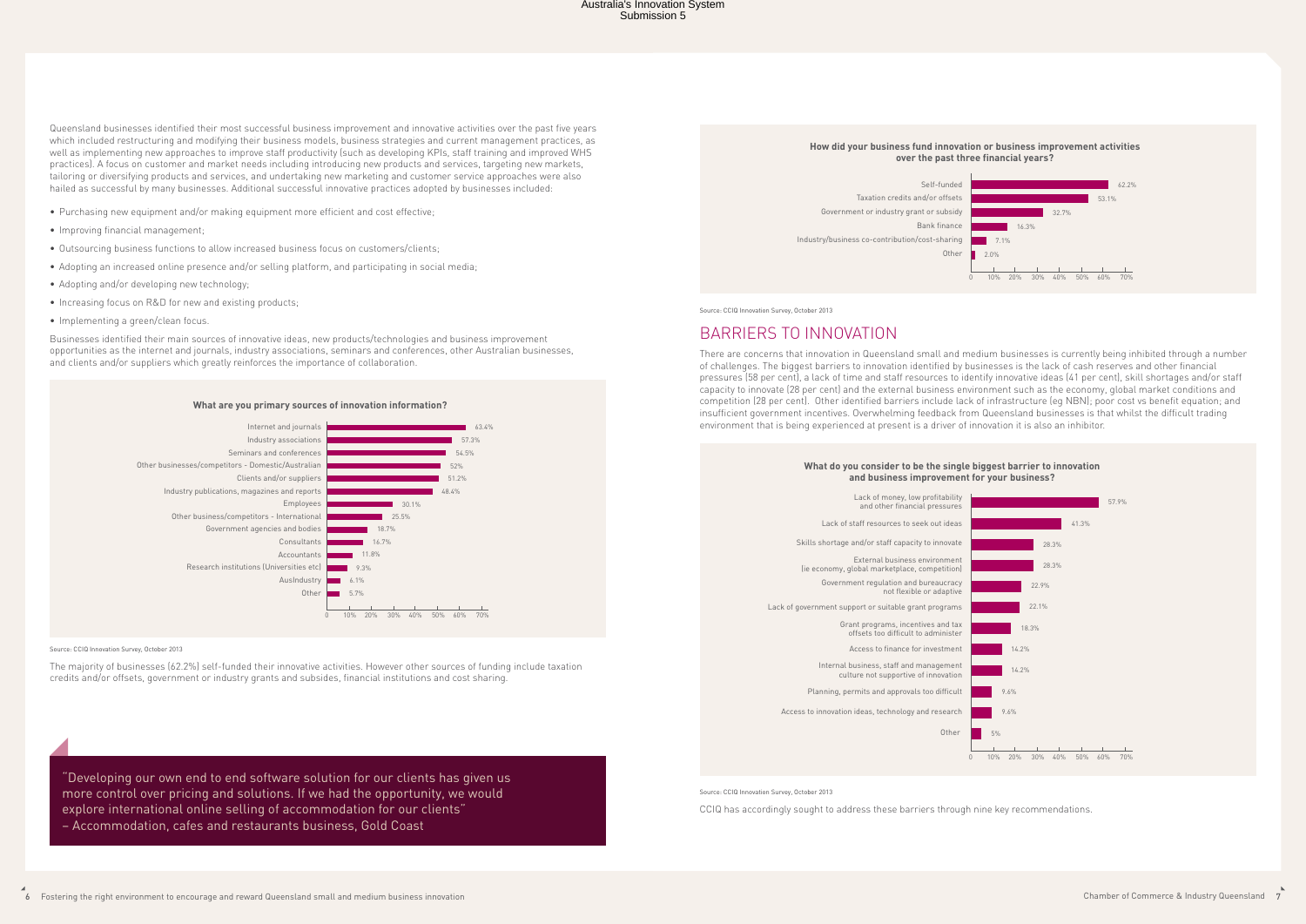Queensland businesses identified their most successful business improvement and innovative activities over the past five years which included restructuring and modifying their business models, business strategies and current management practices, as well as implementing new approaches to improve staff productivity (such as developing KPIs, staff training and improved WHS practices). A focus on customer and market needs including introducing new products and services, targeting new markets, tailoring or diversifying products and services, and undertaking new marketing and customer service approaches were also hailed as successful by many businesses. Additional successful innovative practices adopted by businesses included:

- Purchasing new equipment and/or making equipment more efficient and cost effective;
- Improving financial management;
- Outsourcing business functions to allow increased business focus on customers/clients;
- Adopting an increased online presence and/or selling platform, and participating in social media;
- Adopting and/or developing new technology;
- Increasing focus on R&D for new and existing products;
- Implementing a green/clean focus.

Businesses identified their main sources of innovative ideas, new products/technologies and business improvement opportunities as the internet and journals, industry associations, seminars and conferences, other Australian businesses, and clients and/or suppliers which greatly reinforces the importance of collaboration.

**What are you primary sources of innovation information?**

| Source | % |
| --- | --- |
| Internet and journals | 63.4% |
| Industry associations | 57.3% |
| Seminars and conferences | 54.5% |
| Other businesses/competitors - Domestic/Australian | 52% |
| Clients and/or suppliers | 51.2% |
| Industry publications, magazines and reports | 48.4% |
| Employees | 30.1% |
| Other business/competitors - International | 25.5% |
| Government agencies and bodies | 18.7% |
| Consultants | 16.7% |
| Accountants | 11.8% |
| Research institutions (Universities etc) | 9.3% |
| AusIndustry | 6.1% |
| Other | 5.7% |

Source: CCIQ Innovation Survey, October 2013

The majority of businesses (62.2%) self-funded their innovative activities. However other sources of funding include taxation credits and/or offsets, government or industry grants and subsides, financial institutions and cost sharing.

"Developing our own end to end software solution for our clients has given us more control over pricing and solutions. If we had the opportunity, we would explore international online selling of accommodation for our clients"
– Accommodation, cafes and restaurants business, Gold Coast

**How did your business fund innovation or business improvement activities over the past three financial years?**

| Funding source | % |
| --- | --- |
| Self-funded | 62.2% |
| Taxation credits and/or offsets | 53.1% |
| Government or industry grant or subsidy | 32.7% |
| Bank finance | 16.3% |
| Industry/business co-contribution/cost-sharing | 7.1% |
| Other | 2.0% |

Source: CCIQ Innovation Survey, October 2013

## BARRIERS TO INNOVATION

There are concerns that innovation in Queensland small and medium businesses is currently being inhibited through a number of challenges. The biggest barriers to innovation identified by businesses is the lack of cash reserves and other financial pressures (58 per cent), a lack of time and staff resources to identify innovative ideas (41 per cent), skill shortages and/or staff capacity to innovate (28 per cent) and the external business environment such as the economy, global market conditions and competition (28 per cent). Other identified barriers include lack of infrastructure (eg NBN); poor cost vs benefit equation; and insufficient government incentives. Overwhelming feedback from Queensland businesses is that whilst the difficult trading environment that is being experienced at present is a driver of innovation it is also an inhibitor.

**What do you consider to be the single biggest barrier to innovation and business improvement for your business?**

| Barrier | % |
| --- | --- |
| Lack of money, low profitability and other financial pressures | 57.9% |
| Lack of staff resources to seek out ideas | 41.3% |
| Skills shortage and/or staff capacity to innovate | 28.3% |
| External business environment (ie economy, global marketplace, competition) | 28.3% |
| Government regulation and bureaucracy not flexible or adaptive | 22.9% |
| Lack of government support or suitable grant programs | 22.1% |
| Grant programs, incentives and tax offsets too difficult to administer | 18.3% |
| Access to finance for investment | 14.2% |
| Internal business, staff and management culture not supportive of innovation | 14.2% |
| Planning, permits and approvals too difficult | 9.6% |
| Access to innovation ideas, technology and research | 9.6% |
| Other | 5% |

Source: CCIQ Innovation Survey, October 2013

CCIQ has accordingly sought to address these barriers through nine key recommendations.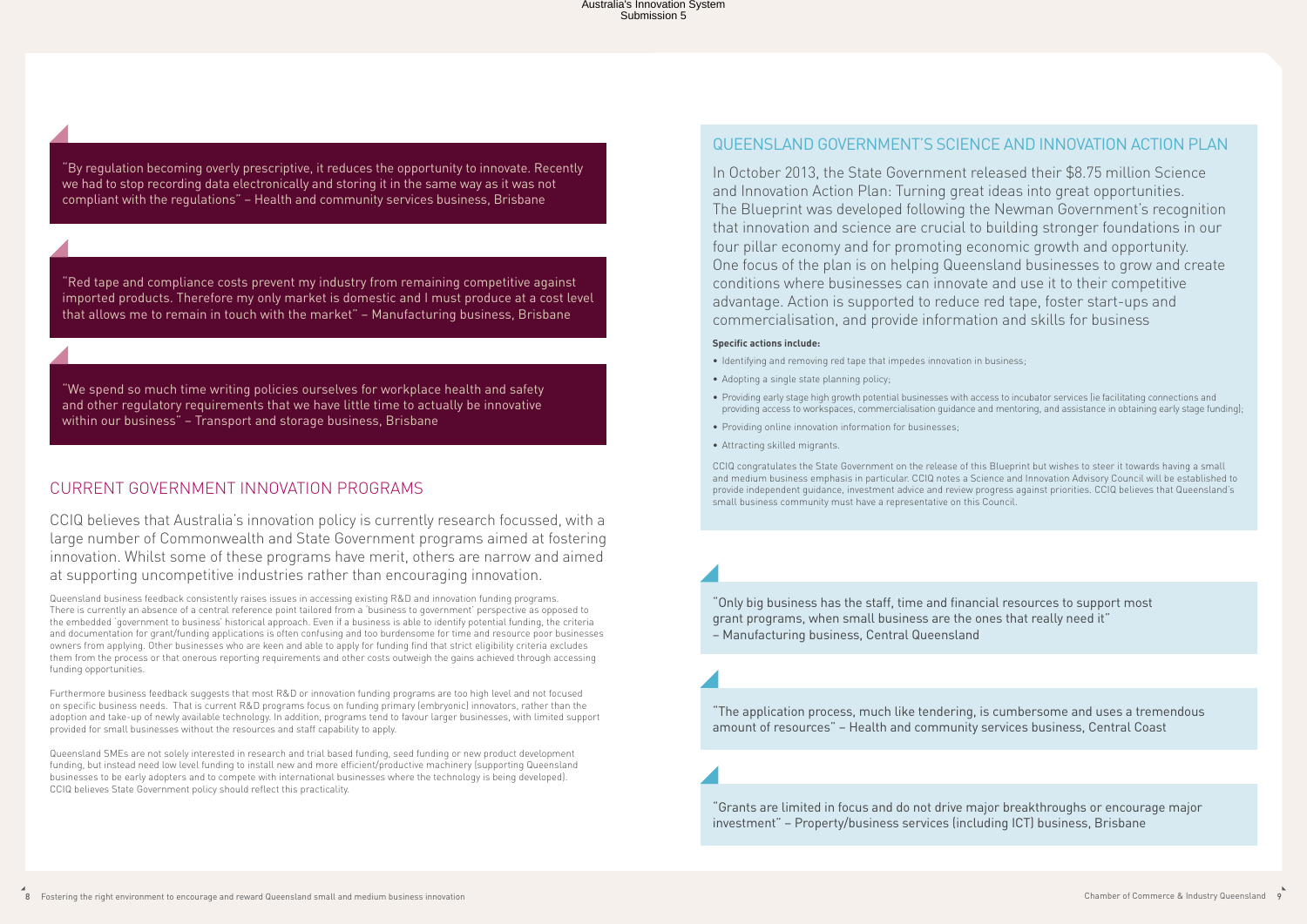"By regulation becoming overly prescriptive, it reduces the opportunity to innovate. Recently we had to stop recording data electronically and storing it in the same way as it was not compliant with the regulations" – Health and community services business, Brisbane

"Red tape and compliance costs prevent my industry from remaining competitive against imported products. Therefore my only market is domestic and I must produce at a cost level that allows me to remain in touch with the market" – Manufacturing business, Brisbane

"We spend so much time writing policies ourselves for workplace health and safety and other regulatory requirements that we have little time to actually be innovative within our business" – Transport and storage business, Brisbane

## CURRENT GOVERNMENT INNOVATION PROGRAMS

CCIQ believes that Australia's innovation policy is currently research focussed, with a large number of Commonwealth and State Government programs aimed at fostering innovation. Whilst some of these programs have merit, others are narrow and aimed at supporting uncompetitive industries rather than encouraging innovation.

Queensland business feedback consistently raises issues in accessing existing R&D and innovation funding programs. There is currently an absence of a central reference point tailored from a 'business to government' perspective as opposed to the embedded 'government to business' historical approach. Even if a business is able to identify potential funding, the criteria and documentation for grant/funding applications is often confusing and too burdensome for time and resource poor businesses owners from applying. Other businesses who are keen and able to apply for funding find that strict eligibility criteria excludes them from the process or that onerous reporting requirements and other costs outweigh the gains achieved through accessing funding opportunities.

Furthermore business feedback suggests that most R&D or innovation funding programs are too high level and not focused on specific business needs. That is current R&D programs focus on funding primary (embryonic) innovators, rather than the adoption and take-up of newly available technology. In addition, programs tend to favour larger businesses, with limited support provided for small businesses without the resources and staff capability to apply.

Queensland SMEs are not solely interested in research and trial based funding, seed funding or new product development funding, but instead need low level funding to install new and more efficient/productive machinery (supporting Queensland businesses to be early adopters and to compete with international businesses where the technology is being developed). CCIQ believes State Government policy should reflect this practicality.

## QUEENSLAND GOVERNMENT'S SCIENCE AND INNOVATION ACTION PLAN

In October 2013, the State Government released their $8.75 million Science and Innovation Action Plan: Turning great ideas into great opportunities. The Blueprint was developed following the Newman Government's recognition that innovation and science are crucial to building stronger foundations in our four pillar economy and for promoting economic growth and opportunity. One focus of the plan is on helping Queensland businesses to grow and create conditions where businesses can innovate and use it to their competitive advantage. Action is supported to reduce red tape, foster start-ups and commercialisation, and provide information and skills for business

**Specific actions include:**

- Identifying and removing red tape that impedes innovation in business;
- Adopting a single state planning policy;
- Providing early stage high growth potential businesses with access to incubator services (ie facilitating connections and providing access to workspaces, commercialisation guidance and mentoring, and assistance in obtaining early stage funding);
- Providing online innovation information for businesses;
- Attracting skilled migrants.

CCIQ congratulates the State Government on the release of this Blueprint but wishes to steer it towards having a small and medium business emphasis in particular. CCIQ notes a Science and Innovation Advisory Council will be established to provide independent guidance, investment advice and review progress against priorities. CCIQ believes that Queensland's small business community must have a representative on this Council.

"Only big business has the staff, time and financial resources to support most grant programs, when small business are the ones that really need it" – Manufacturing business, Central Queensland

"The application process, much like tendering, is cumbersome and uses a tremendous amount of resources" – Health and community services business, Central Coast

"Grants are limited in focus and do not drive major breakthroughs or encourage major investment" – Property/business services (including ICT) business, Brisbane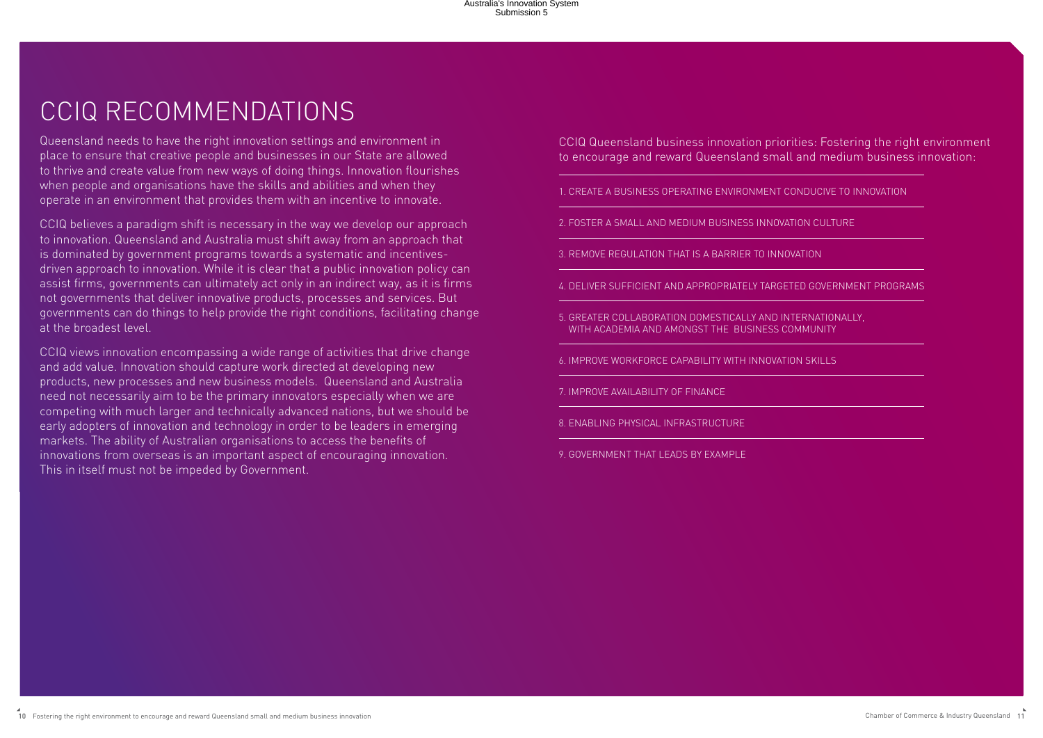# CCIQ RECOMMENDATIONS

Queensland needs to have the right innovation settings and environment in place to ensure that creative people and businesses in our State are allowed to thrive and create value from new ways of doing things. Innovation flourishes when people and organisations have the skills and abilities and when they operate in an environment that provides them with an incentive to innovate.

CCIQ believes a paradigm shift is necessary in the way we develop our approach to innovation. Queensland and Australia must shift away from an approach that is dominated by government programs towards a systematic and incentives-driven approach to innovation. While it is clear that a public innovation policy can assist firms, governments can ultimately act only in an indirect way, as it is firms not governments that deliver innovative products, processes and services. But governments can do things to help provide the right conditions, facilitating change at the broadest level.

CCIQ views innovation encompassing a wide range of activities that drive change and add value. Innovation should capture work directed at developing new products, new processes and new business models. Queensland and Australia need not necessarily aim to be the primary innovators especially when we are competing with much larger and technically advanced nations, but we should be early adopters of innovation and technology in order to be leaders in emerging markets. The ability of Australian organisations to access the benefits of innovations from overseas is an important aspect of encouraging innovation. This in itself must not be impeded by Government.

CCIQ Queensland business innovation priorities: Fostering the right environment to encourage and reward Queensland small and medium business innovation:

1. CREATE A BUSINESS OPERATING ENVIRONMENT CONDUCIVE TO INNOVATION
2. FOSTER A SMALL AND MEDIUM BUSINESS INNOVATION CULTURE
3. REMOVE REGULATION THAT IS A BARRIER TO INNOVATION
4. DELIVER SUFFICIENT AND APPROPRIATELY TARGETED GOVERNMENT PROGRAMS
5. GREATER COLLABORATION DOMESTICALLY AND INTERNATIONALLY, WITH ACADEMIA AND AMONGST THE BUSINESS COMMUNITY
6. IMPROVE WORKFORCE CAPABILITY WITH INNOVATION SKILLS
7. IMPROVE AVAILABILITY OF FINANCE
8. ENABLING PHYSICAL INFRASTRUCTURE
9. GOVERNMENT THAT LEADS BY EXAMPLE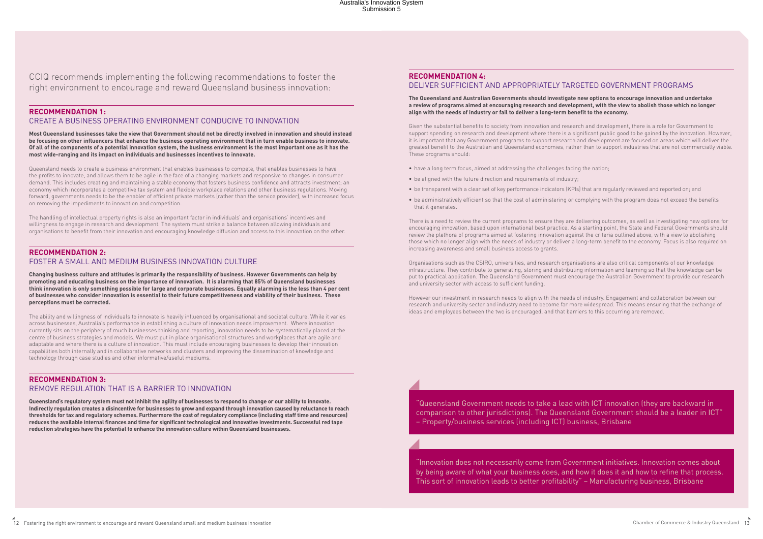CCIQ recommends implementing the following recommendations to foster the right environment to encourage and reward Queensland business innovation:

## RECOMMENDATION 1:
### CREATE A BUSINESS OPERATING ENVIRONMENT CONDUCIVE TO INNOVATION

**Most Queensland businesses take the view that Government should not be directly involved in innovation and should instead be focusing on other influencers that enhance the business operating environment that in turn enable business to innovate. Of all of the components of a potential innovation system, the business environment is the most important one as it has the most wide-ranging and its impact on individuals and businesses incentives to innovate.**

Queensland needs to create a business environment that enables businesses to compete, that enables businesses to have the profits to innovate, and allows them to be agile in the face of a changing markets and responsive to changes in consumer demand. This includes creating and maintaining a stable economy that fosters business confidence and attracts investment; an economy which incorporates a competitive tax system and flexible workplace relations and other business regulations. Moving forward, governments needs to be the enabler of efficient private markets (rather than the service provider), with increased focus on removing the impediments to innovation and competition.

The handling of intellectual property rights is also an important factor in individuals' and organisations' incentives and willingness to engage in research and development. The system must strike a balance between allowing individuals and organisations to benefit from their innovation and encouraging knowledge diffusion and access to this innovation on the other.

## RECOMMENDATION 2:
### FOSTER A SMALL AND MEDIUM BUSINESS INNOVATION CULTURE

**Changing business culture and attitudes is primarily the responsibility of business. However Governments can help by promoting and educating business on the importance of innovation. It is alarming that 85% of Queensland businesses think innovation is only something possible for large and corporate businesses. Equally alarming is the less than 4 per cent of businesses who consider innovation is essential to their future competitiveness and viability of their business. These perceptions must be corrected.**

The ability and willingness of individuals to innovate is heavily influenced by organisational and societal culture. While it varies across businesses, Australia's performance in establishing a culture of innovation needs improvement. Where innovation currently sits on the periphery of much businesses thinking and reporting, innovation needs to be systematically placed at the centre of business strategies and models. We must put in place organisational structures and workplaces that are agile and adaptable and where there is a culture of innovation. This must include encouraging businesses to develop their innovation capabilities both internally and in collaborative networks and clusters and improving the dissemination of knowledge and technology through case studies and other informative/useful mediums.

## RECOMMENDATION 3:
### REMOVE REGULATION THAT IS A BARRIER TO INNOVATION

**Queensland's regulatory system must not inhibit the agility of businesses to respond to change or our ability to innovate. Indirectly regulation creates a disincentive for businesses to grow and expand through innovation caused by reluctance to reach thresholds for tax and regulatory schemes. Furthermore the cost of regulatory compliance (including staff time and resources) reduces the available internal finances and time for significant technological and innovative investments. Successful red tape reduction strategies have the potential to enhance the innovation culture within Queensland businesses.**

## RECOMMENDATION 4:
### DELIVER SUFFICIENT AND APPROPRIATELY TARGETED GOVERNMENT PROGRAMS

**The Queensland and Australian Governments should investigate new options to encourage innovation and undertake a review of programs aimed at encouraging research and development, with the view to abolish those which no longer align with the needs of industry or fail to deliver a long-term benefit to the economy.**

Given the substantial benefits to society from innovation and research and development, there is a role for Government to support spending on research and development where there is a significant public good to be gained by the innovation. However, it is important that any Government programs to support research and development are focused on areas which will deliver the greatest benefit to the Australian and Queensland economies, rather than to support industries that are not commercially viable. These programs should:

- have a long term focus, aimed at addressing the challenges facing the nation;
- be aligned with the future direction and requirements of industry;
- be transparent with a clear set of key performance indicators (KPIs) that are regularly reviewed and reported on; and
- be administratively efficient so that the cost of administering or complying with the program does not exceed the benefits that it generates.

There is a need to review the current programs to ensure they are delivering outcomes, as well as investigating new options for encouraging innovation, based upon international best practice. As a starting point, the State and Federal Governments should review the plethora of programs aimed at fostering innovation against the criteria outlined above, with a view to abolishing those which no longer align with the needs of industry or deliver a long-term benefit to the economy. Focus is also required on increasing awareness and small business access to grants.

Organisations such as the CSIRO, universities, and research organisations are also critical components of our knowledge infrastructure. They contribute to generating, storing and distributing information and learning so that the knowledge can be put to practical application. The Queensland Government must encourage the Australian Government to provide our research and university sector with access to sufficient funding.

However our investment in research needs to align with the needs of industry. Engagement and collaboration between our research and university sector and industry need to become far more widespread. This means ensuring that the exchange of ideas and employees between the two is encouraged, and that barriers to this occurring are removed.

> "Queensland Government needs to take a lead with ICT innovation (they are backward in comparison to other jurisdictions). The Queensland Government should be a leader in ICT" – Property/business services (including ICT) business, Brisbane

> "Innovation does not necessarily come from Government initiatives. Innovation comes about by being aware of what your business does, and how it does it and how to refine that process. This sort of innovation leads to better profitability" – Manufacturing business, Brisbane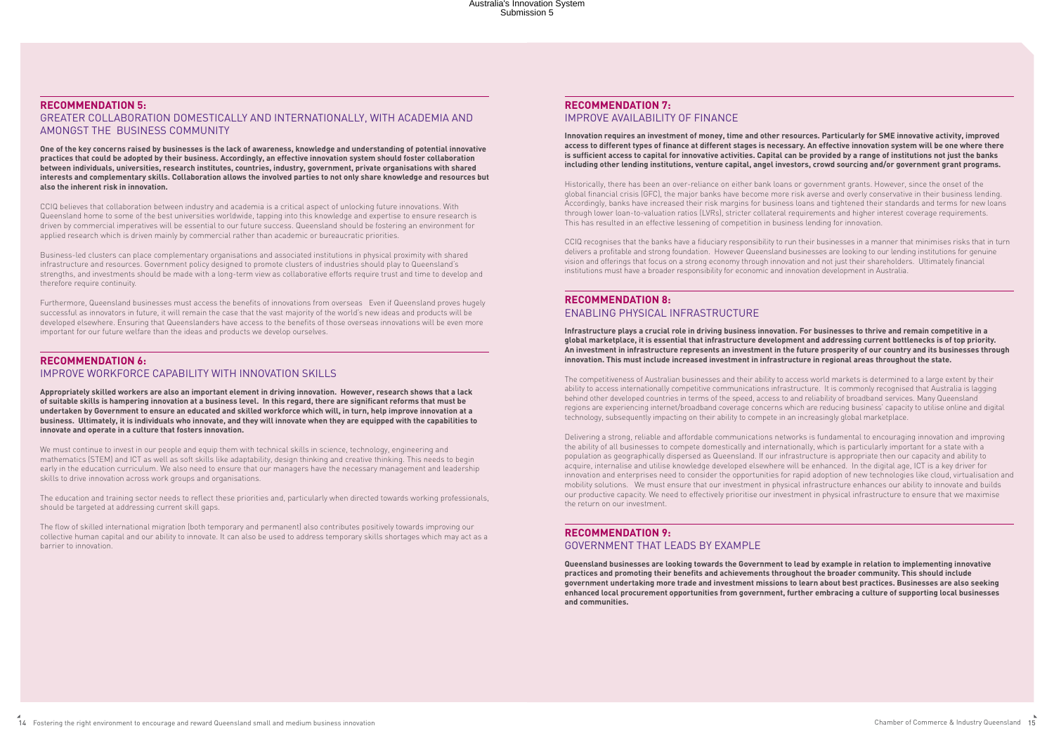## RECOMMENDATION 5:
## GREATER COLLABORATION DOMESTICALLY AND INTERNATIONALLY, WITH ACADEMIA AND AMONGST THE BUSINESS COMMUNITY

**One of the key concerns raised by businesses is the lack of awareness, knowledge and understanding of potential innovative practices that could be adopted by their business. Accordingly, an effective innovation system should foster collaboration between individuals, universities, research institutes, countries, industry, government, private organisations with shared interests and complementary skills. Collaboration allows the involved parties to not only share knowledge and resources but also the inherent risk in innovation.**

CCIQ believes that collaboration between industry and academia is a critical aspect of unlocking future innovations. With Queensland home to some of the best universities worldwide, tapping into this knowledge and expertise to ensure research is driven by commercial imperatives will be essential to our future success. Queensland should be fostering an environment for applied research which is driven mainly by commercial rather than academic or bureaucratic priorities.

Business-led clusters can place complementary organisations and associated institutions in physical proximity with shared infrastructure and resources. Government policy designed to promote clusters of industries should play to Queensland's strengths, and investments should be made with a long-term view as collaborative efforts require trust and time to develop and therefore require continuity.

Furthermore, Queensland businesses must access the benefits of innovations from overseas Even if Queensland proves hugely successful as innovators in future, it will remain the case that the vast majority of the world's new ideas and products will be developed elsewhere. Ensuring that Queenslanders have access to the benefits of those overseas innovations will be even more important for our future welfare than the ideas and products we develop ourselves.

## RECOMMENDATION 6:
## IMPROVE WORKFORCE CAPABILITY WITH INNOVATION SKILLS

**Appropriately skilled workers are also an important element in driving innovation. However, research shows that a lack of suitable skills is hampering innovation at a business level. In this regard, there are significant reforms that must be undertaken by Government to ensure an educated and skilled workforce which will, in turn, help improve innovation at a business. Ultimately, it is individuals who innovate, and they will innovate when they are equipped with the capabilities to innovate and operate in a culture that fosters innovation.**

We must continue to invest in our people and equip them with technical skills in science, technology, engineering and mathematics (STEM) and ICT as well as soft skills like adaptability, design thinking and creative thinking. This needs to begin early in the education curriculum. We also need to ensure that our managers have the necessary management and leadership skills to drive innovation across work groups and organisations.

The education and training sector needs to reflect these priorities and, particularly when directed towards working professionals, should be targeted at addressing current skill gaps.

The flow of skilled international migration (both temporary and permanent) also contributes positively towards improving our collective human capital and our ability to innovate. It can also be used to address temporary skills shortages which may act as a barrier to innovation.

## RECOMMENDATION 7:
## IMPROVE AVAILABILITY OF FINANCE

**Innovation requires an investment of money, time and other resources. Particularly for SME innovative activity, improved access to different types of finance at different stages is necessary. An effective innovation system will be one where there is sufficient access to capital for innovative activities. Capital can be provided by a range of institutions not just the banks including other lending institutions, venture capital, angel investors, crowd sourcing and/or government grant programs.**

Historically, there has been an over-reliance on either bank loans or government grants. However, since the onset of the global financial crisis (GFC), the major banks have become more risk averse and overly conservative in their business lending. Accordingly, banks have increased their risk margins for business loans and tightened their standards and terms for new loans through lower loan-to-valuation ratios (LVRs), stricter collateral requirements and higher interest coverage requirements. This has resulted in an effective lessening of competition in business lending for innovation.

CCIQ recognises that the banks have a fiduciary responsibility to run their businesses in a manner that minimises risks that in turn delivers a profitable and strong foundation. However Queensland businesses are looking to our lending institutions for genuine vision and offerings that focus on a strong economy through innovation and not just their shareholders. Ultimately financial institutions must have a broader responsibility for economic and innovation development in Australia.

## RECOMMENDATION 8:
## ENABLING PHYSICAL INFRASTRUCTURE

**Infrastructure plays a crucial role in driving business innovation. For businesses to thrive and remain competitive in a global marketplace, it is essential that infrastructure development and addressing current bottlenecks is of top priority. An investment in infrastructure represents an investment in the future prosperity of our country and its businesses through innovation. This must include increased investment in infrastructure in regional areas throughout the state.**

The competitiveness of Australian businesses and their ability to access world markets is determined to a large extent by their ability to access internationally competitive communications infrastructure. It is commonly recognised that Australia is lagging behind other developed countries in terms of the speed, access to and reliability of broadband services. Many Queensland regions are experiencing internet/broadband coverage concerns which are reducing business' capacity to utilise online and digital technology, subsequently impacting on their ability to compete in an increasingly global marketplace.

Delivering a strong, reliable and affordable communications networks is fundamental to encouraging innovation and improving the ability of all businesses to compete domestically and internationally, which is particularly important for a state with a population as geographically dispersed as Queensland. If our infrastructure is appropriate then our capacity and ability to acquire, internalise and utilise knowledge developed elsewhere will be enhanced. In the digital age, ICT is a key driver for innovation and enterprises need to consider the opportunities for rapid adoption of new technologies like cloud, virtualisation and mobility solutions. We must ensure that our investment in physical infrastructure enhances our ability to innovate and builds our productive capacity. We need to effectively prioritise our investment in physical infrastructure to ensure that we maximise the return on our investment.

## RECOMMENDATION 9:
## GOVERNMENT THAT LEADS BY EXAMPLE

**Queensland businesses are looking towards the Government to lead by example in relation to implementing innovative practices and promoting their benefits and achievements throughout the broader community. This should include government undertaking more trade and investment missions to learn about best practices. Businesses are also seeking enhanced local procurement opportunities from government, further embracing a culture of supporting local businesses and communities.**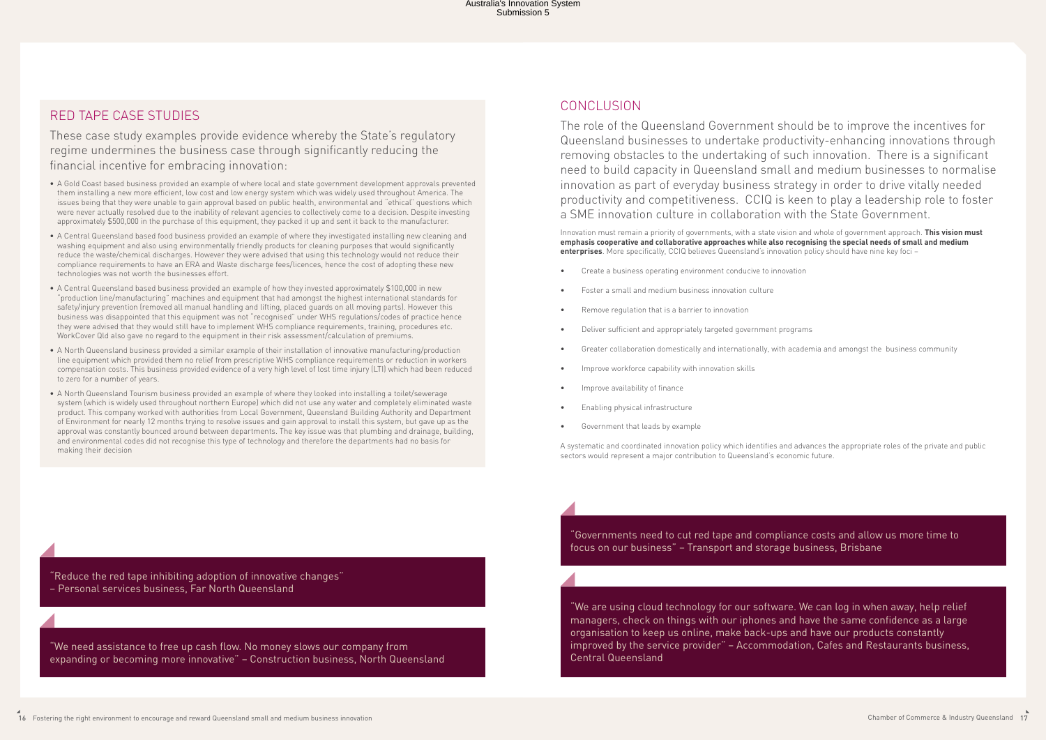## RED TAPE CASE STUDIES

These case study examples provide evidence whereby the State's regulatory regime undermines the business case through significantly reducing the financial incentive for embracing innovation:

- A Gold Coast based business provided an example of where local and state government development approvals prevented them installing a new more efficient, low cost and low energy system which was widely used throughout America. The issues being that they were unable to gain approval based on public health, environmental and "ethical" questions which were never actually resolved due to the inability of relevant agencies to collectively come to a decision. Despite investing approximately $500,000 in the purchase of this equipment, they packed it up and sent it back to the manufacturer.
- A Central Queensland based food business provided an example of where they investigated installing new cleaning and washing equipment and also using environmentally friendly products for cleaning purposes that would significantly reduce the waste/chemical discharges. However they were advised that using this technology would not reduce their compliance requirements to have an ERA and Waste discharge fees/licences, hence the cost of adopting these new technologies was not worth the businesses effort.
- A Central Queensland based business provided an example of how they invested approximately $100,000 in new "production line/manufacturing" machines and equipment that had amongst the highest international standards for safety/injury prevention (removed all manual handling and lifting, placed guards on all moving parts). However this business was disappointed that this equipment was not "recognised" under WHS regulations/codes of practice hence they were advised that they would still have to implement WHS compliance requirements, training, procedures etc. WorkCover Qld also gave no regard to the equipment in their risk assessment/calculation of premiums.
- A North Queensland business provided a similar example of their installation of innovative manufacturing/production line equipment which provided them no relief from prescriptive WHS compliance requirements or reduction in workers compensation costs. This business provided evidence of a very high level of lost time injury (LTI) which had been reduced to zero for a number of years.
- A North Queensland Tourism business provided an example of where they looked into installing a toilet/sewerage system (which is widely used throughout northern Europe) which did not use any water and completely eliminated waste product. This company worked with authorities from Local Government, Queensland Building Authority and Department of Environment for nearly 12 months trying to resolve issues and gain approval to install this system, but gave up as the approval was constantly bounced around between departments. The key issue was that plumbing and drainage, building, and environmental codes did not recognise this type of technology and therefore the departments had no basis for making their decision

"Reduce the red tape inhibiting adoption of innovative changes" – Personal services business, Far North Queensland

"We need assistance to free up cash flow. No money slows our company from expanding or becoming more innovative" – Construction business, North Queensland

## CONCLUSION

The role of the Queensland Government should be to improve the incentives for Queensland businesses to undertake productivity-enhancing innovations through removing obstacles to the undertaking of such innovation. There is a significant need to build capacity in Queensland small and medium businesses to normalise innovation as part of everyday business strategy in order to drive vitally needed productivity and competitiveness. CCIQ is keen to play a leadership role to foster a SME innovation culture in collaboration with the State Government.

Innovation must remain a priority of governments, with a state vision and whole of government approach. **This vision must emphasis cooperative and collaborative approaches while also recognising the special needs of small and medium enterprises**. More specifically, CCIQ believes Queensland's innovation policy should have nine key foci –

- Create a business operating environment conducive to innovation
- Foster a small and medium business innovation culture
- Remove regulation that is a barrier to innovation
- Deliver sufficient and appropriately targeted government programs
- Greater collaboration domestically and internationally, with academia and amongst the business community
- Improve workforce capability with innovation skills
- Improve availability of finance
- Enabling physical infrastructure
- Government that leads by example

A systematic and coordinated innovation policy which identifies and advances the appropriate roles of the private and public sectors would represent a major contribution to Queensland's economic future.

"Governments need to cut red tape and compliance costs and allow us more time to focus on our business" – Transport and storage business, Brisbane

"We are using cloud technology for our software. We can log in when away, help relief managers, check on things with our iphones and have the same confidence as a large organisation to keep us online, make back-ups and have our products constantly improved by the service provider" – Accommodation, Cafes and Restaurants business, Central Queensland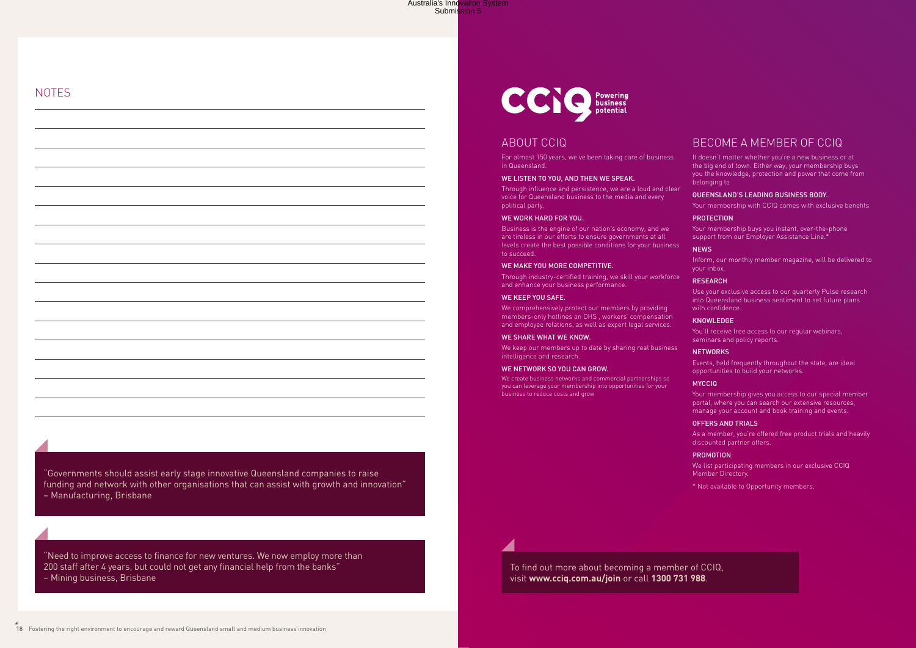## NOTES

"Governments should assist early stage innovative Queensland companies to raise funding and network with other organisations that can assist with growth and innovation" – Manufacturing, Brisbane

"Need to improve access to finance for new ventures. We now employ more than 200 staff after 4 years, but could not get any financial help from the banks" – Mining business, Brisbane

CCIQ Powering business potential

## ABOUT CCIQ

For almost 150 years, we've been taking care of business in Queensland.

**WE LISTEN TO YOU, AND THEN WE SPEAK.**

Through influence and persistence, we are a loud and clear voice for Queensland business to the media and every political party.

**WE WORK HARD FOR YOU.**

Business is the engine of our nation's economy, and we are tireless in our efforts to ensure governments at all levels create the best possible conditions for your business to succeed.

**WE MAKE YOU MORE COMPETITIVE.**

Through industry-certified training, we skill your workforce and enhance your business performance.

**WE KEEP YOU SAFE.**

We comprehensively protect our members by providing members-only hotlines on OHS , workers' compensation and employee relations, as well as expert legal services.

**WE SHARE WHAT WE KNOW.**

We keep our members up to date by sharing real business intelligence and research.

**WE NETWORK SO YOU CAN GROW.**

We create business networks and commercial partnerships so you can leverage your membership into opportunities for your business to reduce costs and grow

## BECOME A MEMBER OF CCIQ

It doesn't matter whether you're a new business or at the big end of town. Either way, your membership buys you the knowledge, protection and power that come from belonging to

**QUEENSLAND'S LEADING BUSINESS BODY.**

Your membership with CCIQ comes with exclusive benefits

**PROTECTION**

Your membership buys you instant, over-the-phone support from our Employer Assistance Line.*

**NEWS**

Inform, our monthly member magazine, will be delivered to your inbox.

**RESEARCH**

Use your exclusive access to our quarterly Pulse research into Queensland business sentiment to set future plans with confidence.

**KNOWLEDGE**

You'll receive free access to our regular webinars, seminars and policy reports.

**NETWORKS**

Events, held frequently throughout the state, are ideal opportunities to build your networks.

**MYCCIQ**

Your membership gives you access to our special member portal, where you can search our extensive resources, manage your account and book training and events.

**OFFERS AND TRIALS**

As a member, you're offered free product trials and heavily discounted partner offers.

**PROMOTION**

We list participating members in our exclusive CCIQ Member Directory.

* Not available to Opportunity members.

To find out more about becoming a member of CCIQ, visit **www.cciq.com.au/join** or call **1300 731 988**.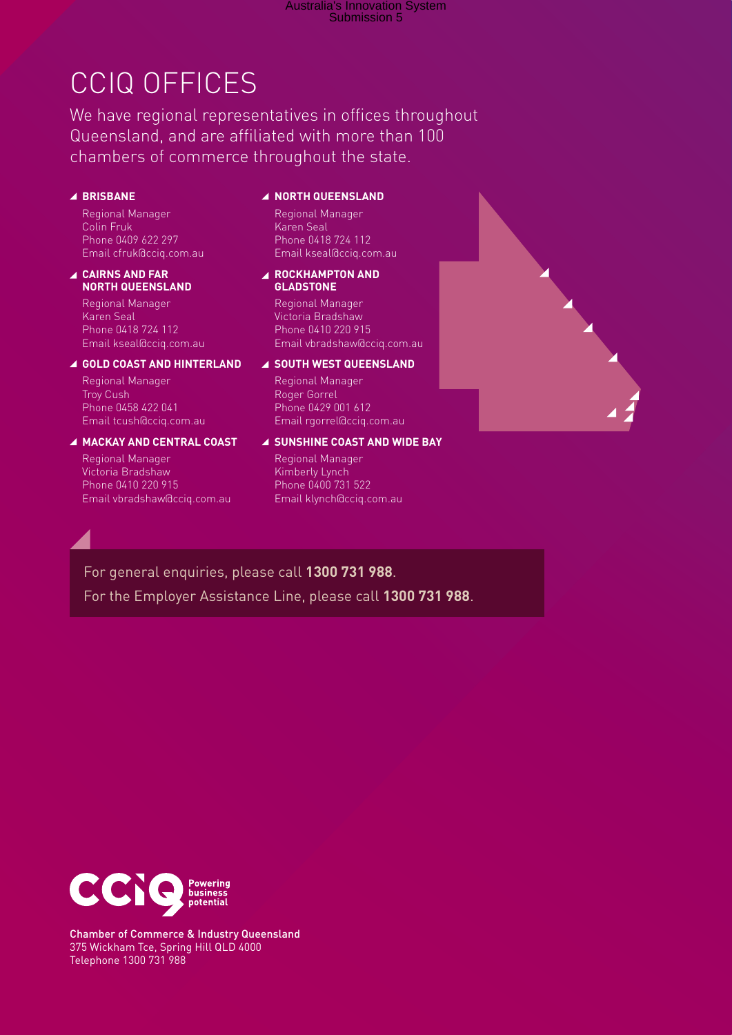# CCIQ OFFICES

We have regional representatives in offices throughout Queensland, and are affiliated with more than 100 chambers of commerce throughout the state.

### BRISBANE

Regional Manager
Colin Fruk
Phone 0409 622 297
Email cfruk@cciq.com.au

### CAIRNS AND FAR NORTH QUEENSLAND

Regional Manager
Karen Seal
Phone 0418 724 112
Email kseal@cciq.com.au

### GOLD COAST AND HINTERLAND

Regional Manager
Troy Cush
Phone 0458 422 041
Email tcush@cciq.com.au

### MACKAY AND CENTRAL COAST

Regional Manager
Victoria Bradshaw
Phone 0410 220 915
Email vbradshaw@cciq.com.au

### NORTH QUEENSLAND

Regional Manager
Karen Seal
Phone 0418 724 112
Email kseal@cciq.com.au

### ROCKHAMPTON AND GLADSTONE

Regional Manager
Victoria Bradshaw
Phone 0410 220 915
Email vbradshaw@cciq.com.au

### SOUTH WEST QUEENSLAND

Regional Manager
Roger Gorrel
Phone 0429 001 612
Email rgorrel@cciq.com.au

### SUNSHINE COAST AND WIDE BAY

Regional Manager
Kimberly Lynch
Phone 0400 731 522
Email klynch@cciq.com.au

For general enquiries, please call **1300 731 988**.
For the Employer Assistance Line, please call **1300 731 988**.

CCIQ Powering business potential

Chamber of Commerce & Industry Queensland
375 Wickham Tce, Spring Hill QLD 4000
Telephone 1300 731 988